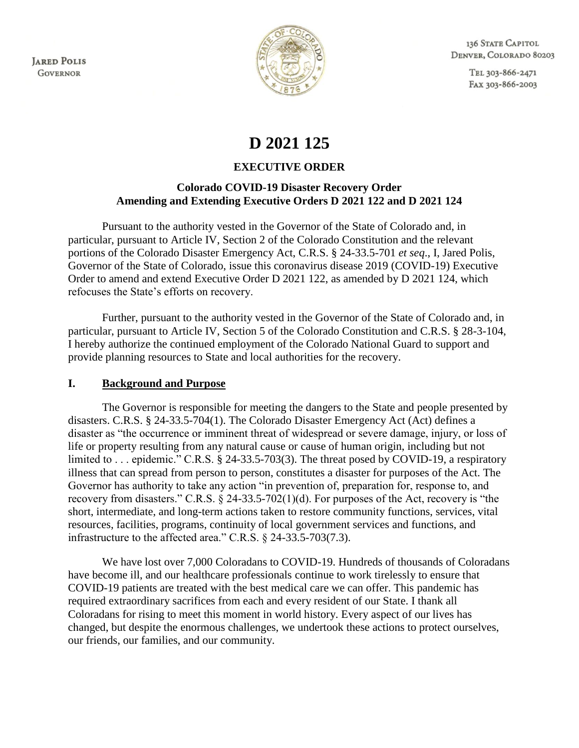Jared Polis
Governor

136 State Capitol
Denver, Colorado 80203

Tel 303-866-2471
Fax 303-866-2003

# D 2021 125

## EXECUTIVE ORDER

### Colorado COVID-19 Disaster Recovery Order
### Amending and Extending Executive Orders D 2021 122 and D 2021 124

Pursuant to the authority vested in the Governor of the State of Colorado and, in particular, pursuant to Article IV, Section 2 of the Colorado Constitution and the relevant portions of the Colorado Disaster Emergency Act, C.R.S. § 24-33.5-701 *et seq*., I, Jared Polis, Governor of the State of Colorado, issue this coronavirus disease 2019 (COVID-19) Executive Order to amend and extend Executive Order D 2021 122, as amended by D 2021 124, which refocuses the State's efforts on recovery.

Further, pursuant to the authority vested in the Governor of the State of Colorado and, in particular, pursuant to Article IV, Section 5 of the Colorado Constitution and C.R.S. § 28-3-104, I hereby authorize the continued employment of the Colorado National Guard to support and provide planning resources to State and local authorities for the recovery.

## I. Background and Purpose

The Governor is responsible for meeting the dangers to the State and people presented by disasters. C.R.S. § 24-33.5-704(1). The Colorado Disaster Emergency Act (Act) defines a disaster as "the occurrence or imminent threat of widespread or severe damage, injury, or loss of life or property resulting from any natural cause or cause of human origin, including but not limited to . . . epidemic." C.R.S. § 24-33.5-703(3). The threat posed by COVID-19, a respiratory illness that can spread from person to person, constitutes a disaster for purposes of the Act. The Governor has authority to take any action "in prevention of, preparation for, response to, and recovery from disasters." C.R.S. § 24-33.5-702(1)(d). For purposes of the Act, recovery is "the short, intermediate, and long-term actions taken to restore community functions, services, vital resources, facilities, programs, continuity of local government services and functions, and infrastructure to the affected area." C.R.S. § 24-33.5-703(7.3).

We have lost over 7,000 Coloradans to COVID-19. Hundreds of thousands of Coloradans have become ill, and our healthcare professionals continue to work tirelessly to ensure that COVID-19 patients are treated with the best medical care we can offer. This pandemic has required extraordinary sacrifices from each and every resident of our State. I thank all Coloradans for rising to meet this moment in world history. Every aspect of our lives has changed, but despite the enormous challenges, we undertook these actions to protect ourselves, our friends, our families, and our community.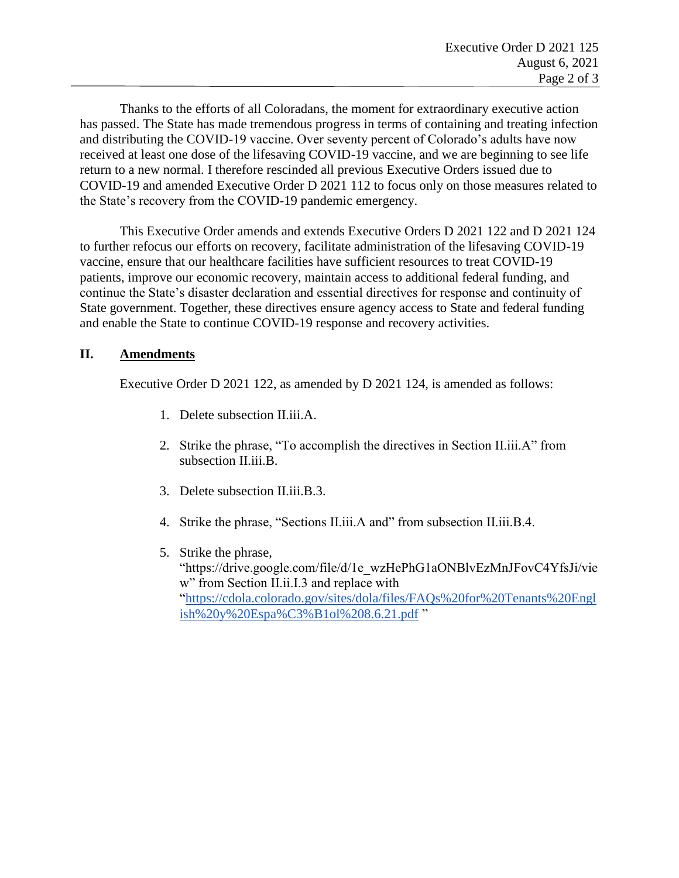Thanks to the efforts of all Coloradans, the moment for extraordinary executive action has passed. The State has made tremendous progress in terms of containing and treating infection and distributing the COVID-19 vaccine. Over seventy percent of Colorado's adults have now received at least one dose of the lifesaving COVID-19 vaccine, and we are beginning to see life return to a new normal. I therefore rescinded all previous Executive Orders issued due to COVID-19 and amended Executive Order D 2021 112 to focus only on those measures related to the State's recovery from the COVID-19 pandemic emergency.

This Executive Order amends and extends Executive Orders D 2021 122 and D 2021 124 to further refocus our efforts on recovery, facilitate administration of the lifesaving COVID-19 vaccine, ensure that our healthcare facilities have sufficient resources to treat COVID-19 patients, improve our economic recovery, maintain access to additional federal funding, and continue the State's disaster declaration and essential directives for response and continuity of State government. Together, these directives ensure agency access to State and federal funding and enable the State to continue COVID-19 response and recovery activities.

## II. Amendments

Executive Order D 2021 122, as amended by D 2021 124, is amended as follows:

1. Delete subsection II.iii.A.
2. Strike the phrase, "To accomplish the directives in Section II.iii.A" from subsection II.iii.B.
3. Delete subsection II.iii.B.3.
4. Strike the phrase, "Sections II.iii.A and" from subsection II.iii.B.4.
5. Strike the phrase, "https://drive.google.com/file/d/1e_wzHePhG1aONBlvEzMnJFovC4YfsJi/view" from Section II.ii.I.3 and replace with "https://cdola.colorado.gov/sites/dola/files/FAQs%20for%20Tenants%20English%20y%20Espa%C3%B1ol%208.6.21.pdf "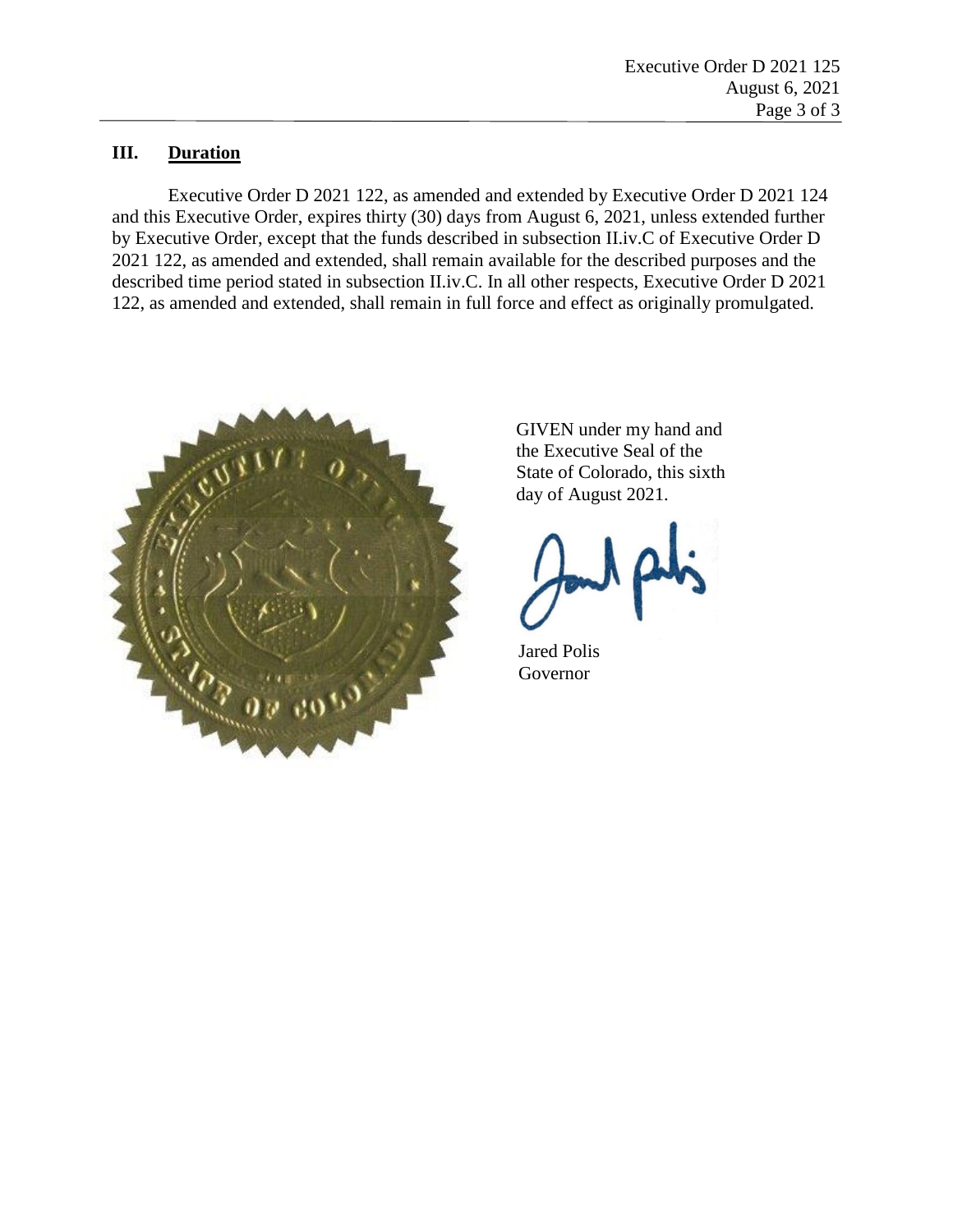## III. Duration

Executive Order D 2021 122, as amended and extended by Executive Order D 2021 124 and this Executive Order, expires thirty (30) days from August 6, 2021, unless extended further by Executive Order, except that the funds described in subsection II.iv.C of Executive Order D 2021 122, as amended and extended, shall remain available for the described purposes and the described time period stated in subsection II.iv.C. In all other respects, Executive Order D 2021 122, as amended and extended, shall remain in full force and effect as originally promulgated.

GIVEN under my hand and the Executive Seal of the State of Colorado, this sixth day of August 2021.

Jared Polis
Governor